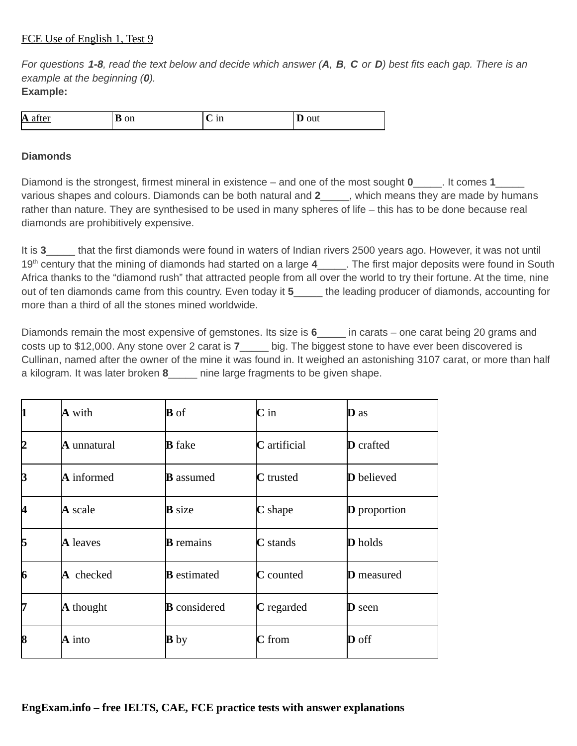FCE Use of English 1, Test 9

*For questions **1-8**, read the text below and decide which answer (**A**, **B**, **C** or **D**) best fits each gap. There is an example at the beginning (**0**).*

**Example:**

| **A** after | **B** on | **C** in | **D** out |
|---|---|---|---|

**Diamonds**

Diamond is the strongest, firmest mineral in existence – and one of the most sought **0**_____. It comes **1**_____ various shapes and colours. Diamonds can be both natural and **2**_____, which means they are made by humans rather than nature. They are synthesised to be used in many spheres of life – this has to be done because real diamonds are prohibitively expensive.

It is **3**_____ that the first diamonds were found in waters of Indian rivers 2500 years ago. However, it was not until 19th century that the mining of diamonds had started on a large **4**_____. The first major deposits were found in South Africa thanks to the "diamond rush" that attracted people from all over the world to try their fortune. At the time, nine out of ten diamonds came from this country. Even today it **5**_____ the leading producer of diamonds, accounting for more than a third of all the stones mined worldwide.

Diamonds remain the most expensive of gemstones. Its size is **6**_____ in carats – one carat being 20 grams and costs up to $12,000. Any stone over 2 carat is **7**_____ big. The biggest stone to have ever been discovered is Cullinan, named after the owner of the mine it was found in. It weighed an astonishing 3107 carat, or more than half a kilogram. It was later broken **8**_____ nine large fragments to be given shape.

| | | | | |
|---|---|---|---|---|
| **1** | **A** with | **B** of | **C** in | **D** as |
| **2** | **A** unnatural | **B** fake | **C** artificial | **D** crafted |
| **3** | **A** informed | **B** assumed | **C** trusted | **D** believed |
| **4** | **A** scale | **B** size | **C** shape | **D** proportion |
| **5** | **A** leaves | **B** remains | **C** stands | **D** holds |
| **6** | **A** checked | **B** estimated | **C** counted | **D** measured |
| **7** | **A** thought | **B** considered | **C** regarded | **D** seen |
| **8** | **A** into | **B** by | **C** from | **D** off |

**EngExam.info – free IELTS, CAE, FCE practice tests with answer explanations**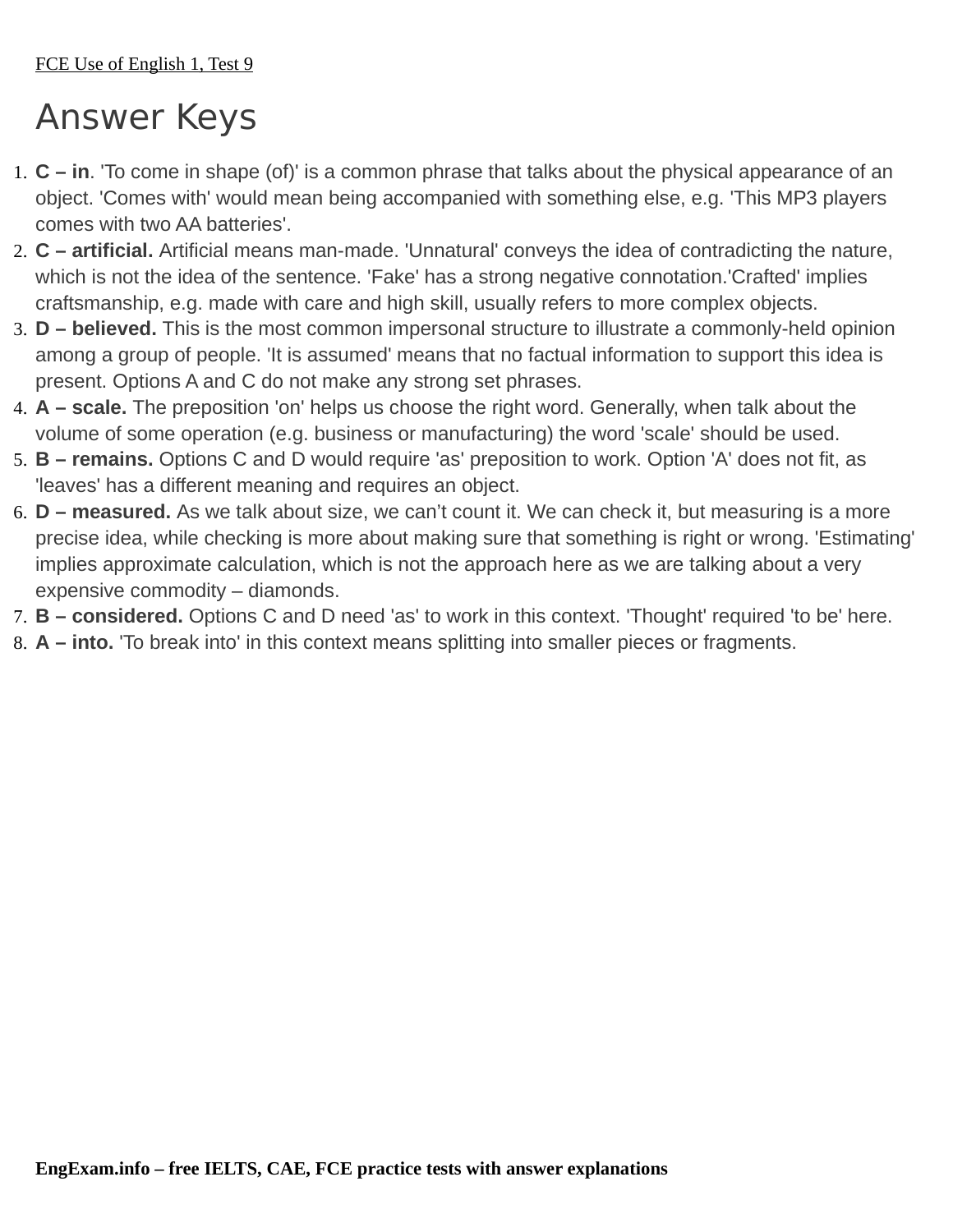FCE Use of English 1, Test 9

# Answer Keys

1. **C – in**. 'To come in shape (of)' is a common phrase that talks about the physical appearance of an object. 'Comes with' would mean being accompanied with something else, e.g. 'This MP3 players comes with two AA batteries'.
2. **C – artificial.** Artificial means man-made. 'Unnatural' conveys the idea of contradicting the nature, which is not the idea of the sentence. 'Fake' has a strong negative connotation.'Crafted' implies craftsmanship, e.g. made with care and high skill, usually refers to more complex objects.
3. **D – believed.** This is the most common impersonal structure to illustrate a commonly-held opinion among a group of people. 'It is assumed' means that no factual information to support this idea is present. Options A and C do not make any strong set phrases.
4. **A – scale.** The preposition 'on' helps us choose the right word. Generally, when talk about the volume of some operation (e.g. business or manufacturing) the word 'scale' should be used.
5. **B – remains.** Options C and D would require 'as' preposition to work. Option 'A' does not fit, as 'leaves' has a different meaning and requires an object.
6. **D – measured.** As we talk about size, we can't count it. We can check it, but measuring is a more precise idea, while checking is more about making sure that something is right or wrong. 'Estimating' implies approximate calculation, which is not the approach here as we are talking about a very expensive commodity – diamonds.
7. **B – considered.** Options C and D need 'as' to work in this context. 'Thought' required 'to be' here.
8. **A – into.** 'To break into' in this context means splitting into smaller pieces or fragments.

**EngExam.info – free IELTS, CAE, FCE practice tests with answer explanations**